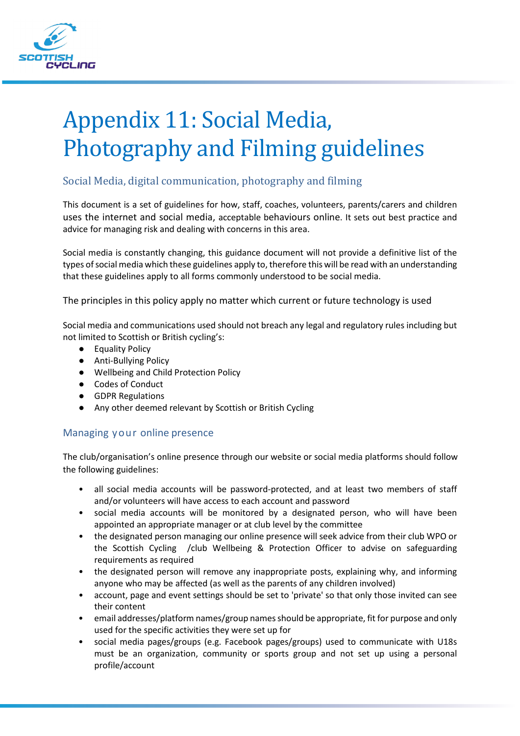# Appendix 11: Social Media, Photography and Filming guidelines

## Social Media, digital communication, photography and filming

This document is a set of guidelines for how, staff, coaches, volunteers, parents/carers and children uses the internet and social media, acceptable behaviours online. It sets out best practice and advice for managing risk and dealing with concerns in this area.

Social media is constantly changing, this guidance document will not provide a definitive list of the types of social media which these guidelines apply to, therefore this will be read with an understanding that these guidelines apply to all forms commonly understood to be social media.

The principles in this policy apply no matter which current or future technology is used

Social media and communications used should not breach any legal and regulatory rules including but not limited to Scottish or British cycling's:

- Equality Policy
- Anti-Bullying Policy
- Wellbeing and Child Protection Policy
- Codes of Conduct
- GDPR Regulations
- Any other deemed relevant by Scottish or British Cycling

## Managing your online presence

The club/organisation's online presence through our website or social media platforms should follow the following guidelines:

- all social media accounts will be password-protected, and at least two members of staff and/or volunteers will have access to each account and password
- social media accounts will be monitored by a designated person, who will have been appointed an appropriate manager or at club level by the committee
- the designated person managing our online presence will seek advice from their club WPO or the Scottish Cycling /club Wellbeing & Protection Officer to advise on safeguarding requirements as required
- the designated person will remove any inappropriate posts, explaining why, and informing anyone who may be affected (as well as the parents of any children involved)
- account, page and event settings should be set to 'private' so that only those invited can see their content
- email addresses/platform names/group names should be appropriate, fit for purpose and only used for the specific activities they were set up for
- social media pages/groups (e.g. Facebook pages/groups) used to communicate with U18s must be an organization, community or sports group and not set up using a personal profile/account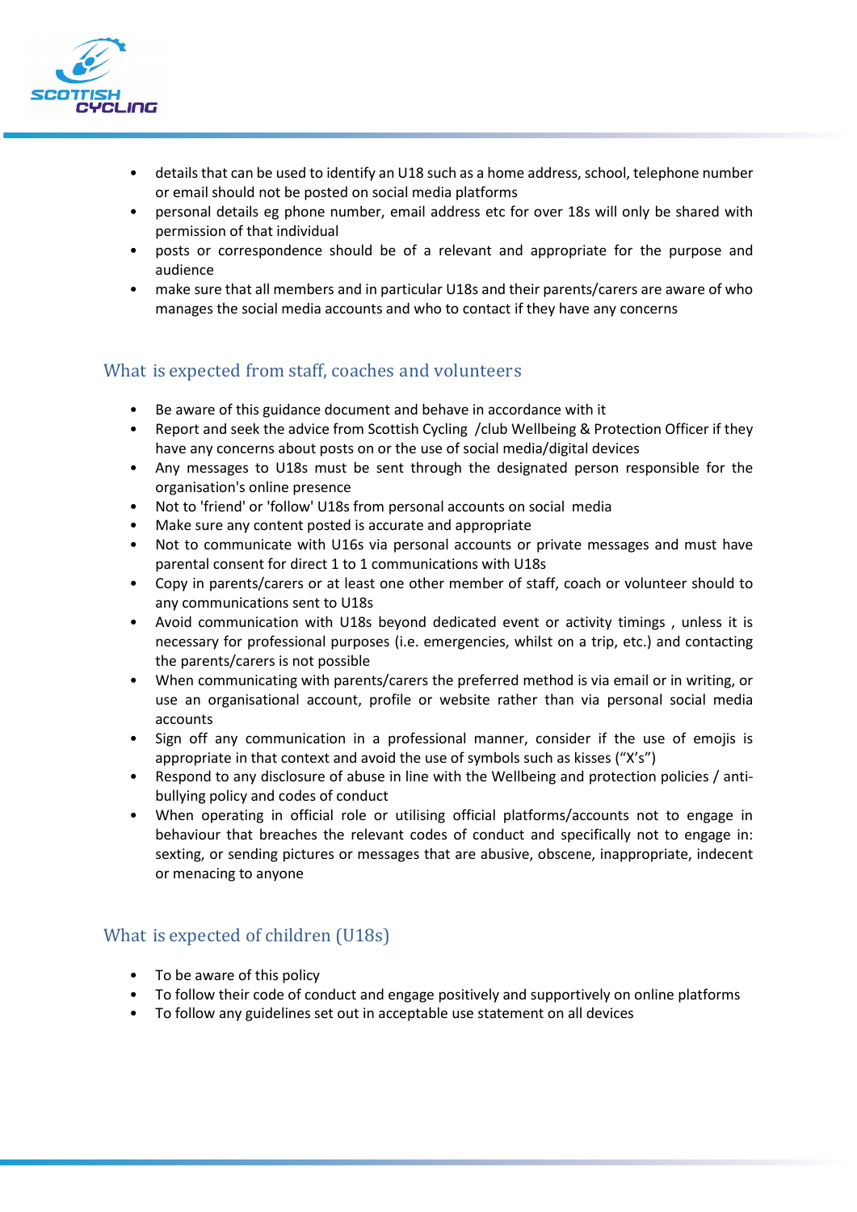- details that can be used to identify an U18 such as a home address, school, telephone number or email should not be posted on social media platforms
- personal details eg phone number, email address etc for over 18s will only be shared with permission of that individual
- posts or correspondence should be of a relevant and appropriate for the purpose and audience
- make sure that all members and in particular U18s and their parents/carers are aware of who manages the social media accounts and who to contact if they have any concerns

## What is expected from staff, coaches and volunteers

- Be aware of this guidance document and behave in accordance with it
- Report and seek the advice from Scottish Cycling /club Wellbeing & Protection Officer if they have any concerns about posts on or the use of social media/digital devices
- Any messages to U18s must be sent through the designated person responsible for the organisation's online presence
- Not to 'friend' or 'follow' U18s from personal accounts on social media
- Make sure any content posted is accurate and appropriate
- Not to communicate with U16s via personal accounts or private messages and must have parental consent for direct 1 to 1 communications with U18s
- Copy in parents/carers or at least one other member of staff, coach or volunteer should to any communications sent to U18s
- Avoid communication with U18s beyond dedicated event or activity timings , unless it is necessary for professional purposes (i.e. emergencies, whilst on a trip, etc.) and contacting the parents/carers is not possible
- When communicating with parents/carers the preferred method is via email or in writing, or use an organisational account, profile or website rather than via personal social media accounts
- Sign off any communication in a professional manner, consider if the use of emojis is appropriate in that context and avoid the use of symbols such as kisses ("X's")
- Respond to any disclosure of abuse in line with the Wellbeing and protection policies / anti-bullying policy and codes of conduct
- When operating in official role or utilising official platforms/accounts not to engage in behaviour that breaches the relevant codes of conduct and specifically not to engage in: sexting, or sending pictures or messages that are abusive, obscene, inappropriate, indecent or menacing to anyone

## What is expected of children (U18s)

- To be aware of this policy
- To follow their code of conduct and engage positively and supportively on online platforms
- To follow any guidelines set out in acceptable use statement on all devices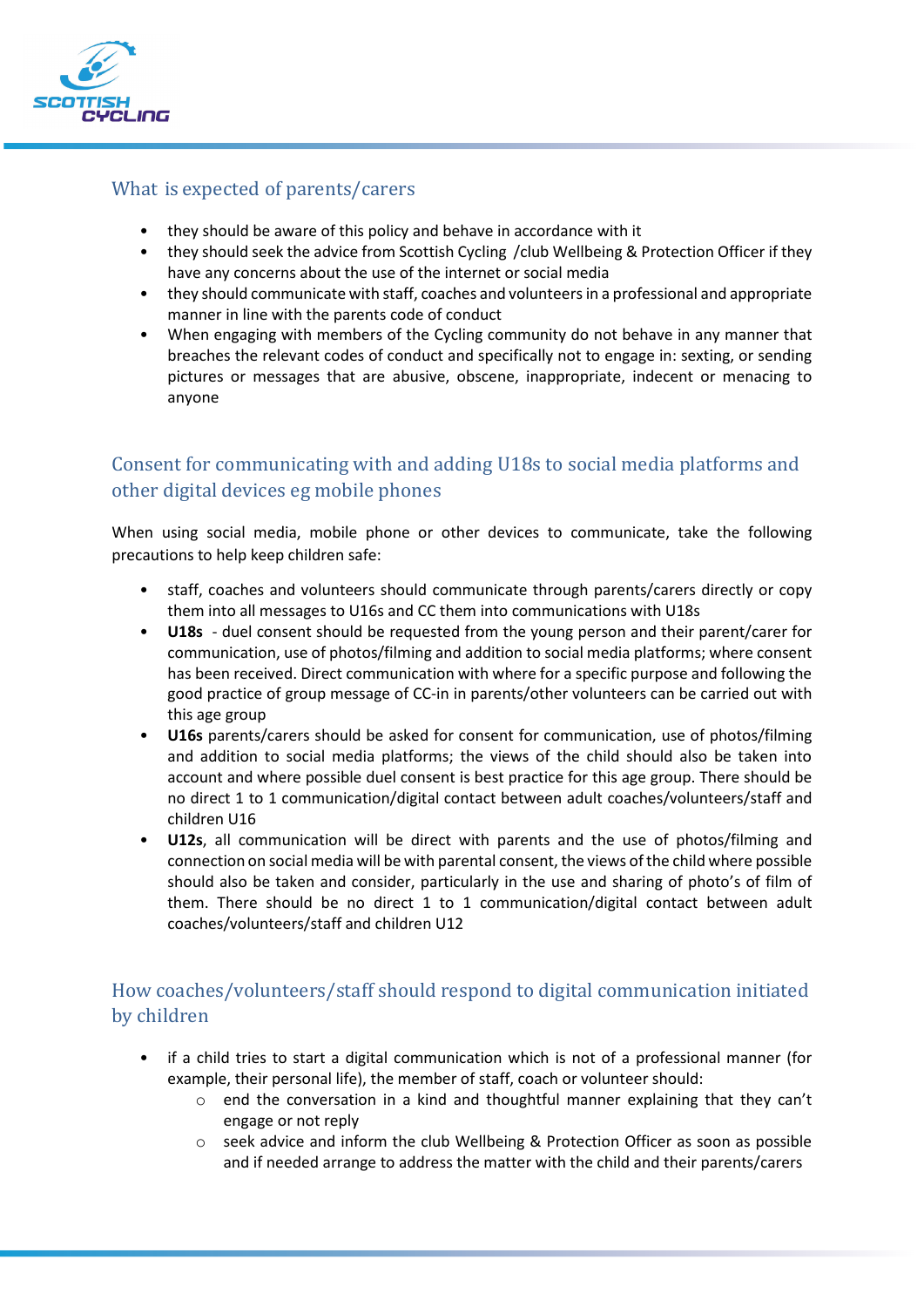## What is expected of parents/carers

- they should be aware of this policy and behave in accordance with it
- they should seek the advice from Scottish Cycling /club Wellbeing & Protection Officer if they have any concerns about the use of the internet or social media
- they should communicate with staff, coaches and volunteers in a professional and appropriate manner in line with the parents code of conduct
- When engaging with members of the Cycling community do not behave in any manner that breaches the relevant codes of conduct and specifically not to engage in: sexting, or sending pictures or messages that are abusive, obscene, inappropriate, indecent or menacing to anyone

## Consent for communicating with and adding U18s to social media platforms and other digital devices eg mobile phones

When using social media, mobile phone or other devices to communicate, take the following precautions to help keep children safe:

- staff, coaches and volunteers should communicate through parents/carers directly or copy them into all messages to U16s and CC them into communications with U18s
- **U18s** - duel consent should be requested from the young person and their parent/carer for communication, use of photos/filming and addition to social media platforms; where consent has been received. Direct communication with where for a specific purpose and following the good practice of group message of CC-in in parents/other volunteers can be carried out with this age group
- **U16s** parents/carers should be asked for consent for communication, use of photos/filming and addition to social media platforms; the views of the child should also be taken into account and where possible duel consent is best practice for this age group. There should be no direct 1 to 1 communication/digital contact between adult coaches/volunteers/staff and children U16
- **U12s**, all communication will be direct with parents and the use of photos/filming and connection on social media will be with parental consent, the views of the child where possible should also be taken and consider, particularly in the use and sharing of photo's of film of them. There should be no direct 1 to 1 communication/digital contact between adult coaches/volunteers/staff and children U12

## How coaches/volunteers/staff should respond to digital communication initiated by children

- if a child tries to start a digital communication which is not of a professional manner (for example, their personal life), the member of staff, coach or volunteer should:
  - end the conversation in a kind and thoughtful manner explaining that they can't engage or not reply
  - seek advice and inform the club Wellbeing & Protection Officer as soon as possible and if needed arrange to address the matter with the child and their parents/carers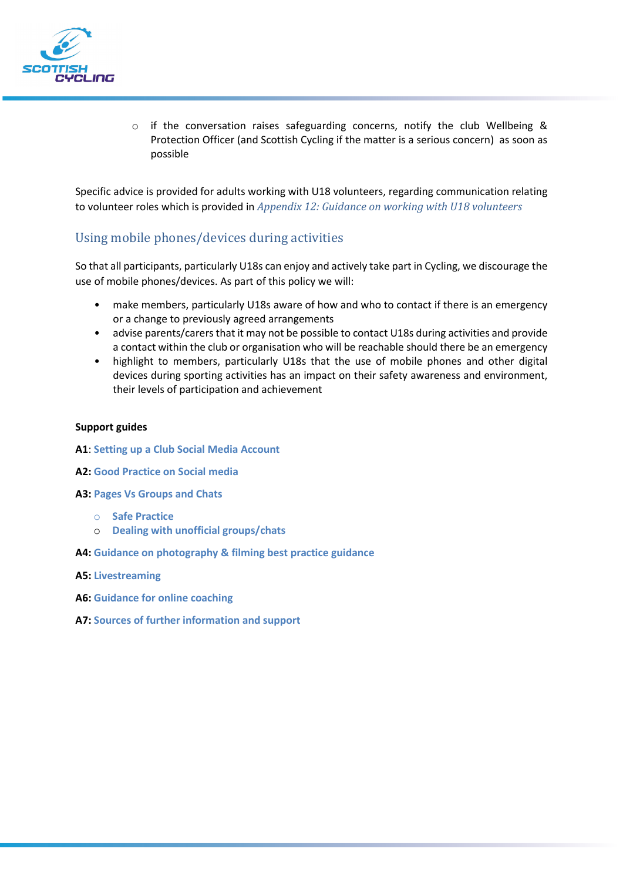- if the conversation raises safeguarding concerns, notify the club Wellbeing & Protection Officer (and Scottish Cycling if the matter is a serious concern) as soon as possible

Specific advice is provided for adults working with U18 volunteers, regarding communication relating to volunteer roles which is provided in *Appendix 12: Guidance on working with U18 volunteers*

## Using mobile phones/devices during activities

So that all participants, particularly U18s can enjoy and actively take part in Cycling, we discourage the use of mobile phones/devices. As part of this policy we will:

- make members, particularly U18s aware of how and who to contact if there is an emergency or a change to previously agreed arrangements
- advise parents/carers that it may not be possible to contact U18s during activities and provide a contact within the club or organisation who will be reachable should there be an emergency
- highlight to members, particularly U18s that the use of mobile phones and other digital devices during sporting activities has an impact on their safety awareness and environment, their levels of participation and achievement

**Support guides**

**A1**: **Setting up a Club Social Media Account**

**A2: Good Practice on Social media**

**A3: Pages Vs Groups and Chats**

- **Safe Practice**
- **Dealing with unofficial groups/chats**

**A4: Guidance on photography & filming best practice guidance**

**A5: Livestreaming**

**A6: Guidance for online coaching**

**A7: Sources of further information and support**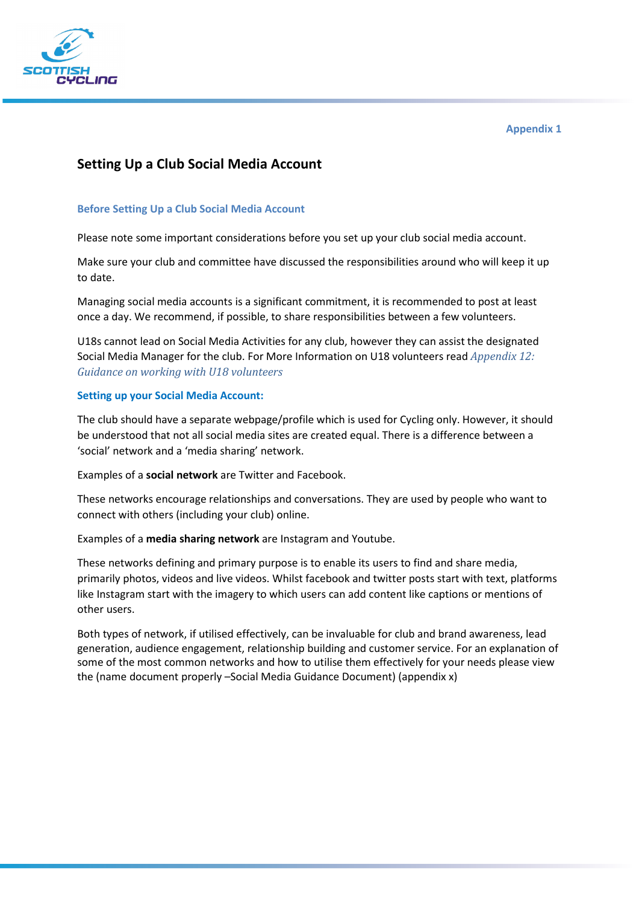Appendix 1

# Setting Up a Club Social Media Account

## Before Setting Up a Club Social Media Account

Please note some important considerations before you set up your club social media account.

Make sure your club and committee have discussed the responsibilities around who will keep it up to date.

Managing social media accounts is a significant commitment, it is recommended to post at least once a day. We recommend, if possible, to share responsibilities between a few volunteers.

U18s cannot lead on Social Media Activities for any club, however they can assist the designated Social Media Manager for the club. For More Information on U18 volunteers read *Appendix 12: Guidance on working with U18 volunteers*

## Setting up your Social Media Account:

The club should have a separate webpage/profile which is used for Cycling only. However, it should be understood that not all social media sites are created equal. There is a difference between a 'social' network and a 'media sharing' network.

Examples of a **social network** are Twitter and Facebook.

These networks encourage relationships and conversations. They are used by people who want to connect with others (including your club) online.

Examples of a **media sharing network** are Instagram and Youtube.

These networks defining and primary purpose is to enable its users to find and share media, primarily photos, videos and live videos. Whilst facebook and twitter posts start with text, platforms like Instagram start with the imagery to which users can add content like captions or mentions of other users.

Both types of network, if utilised effectively, can be invaluable for club and brand awareness, lead generation, audience engagement, relationship building and customer service. For an explanation of some of the most common networks and how to utilise them effectively for your needs please view the (name document properly –Social Media Guidance Document) (appendix x)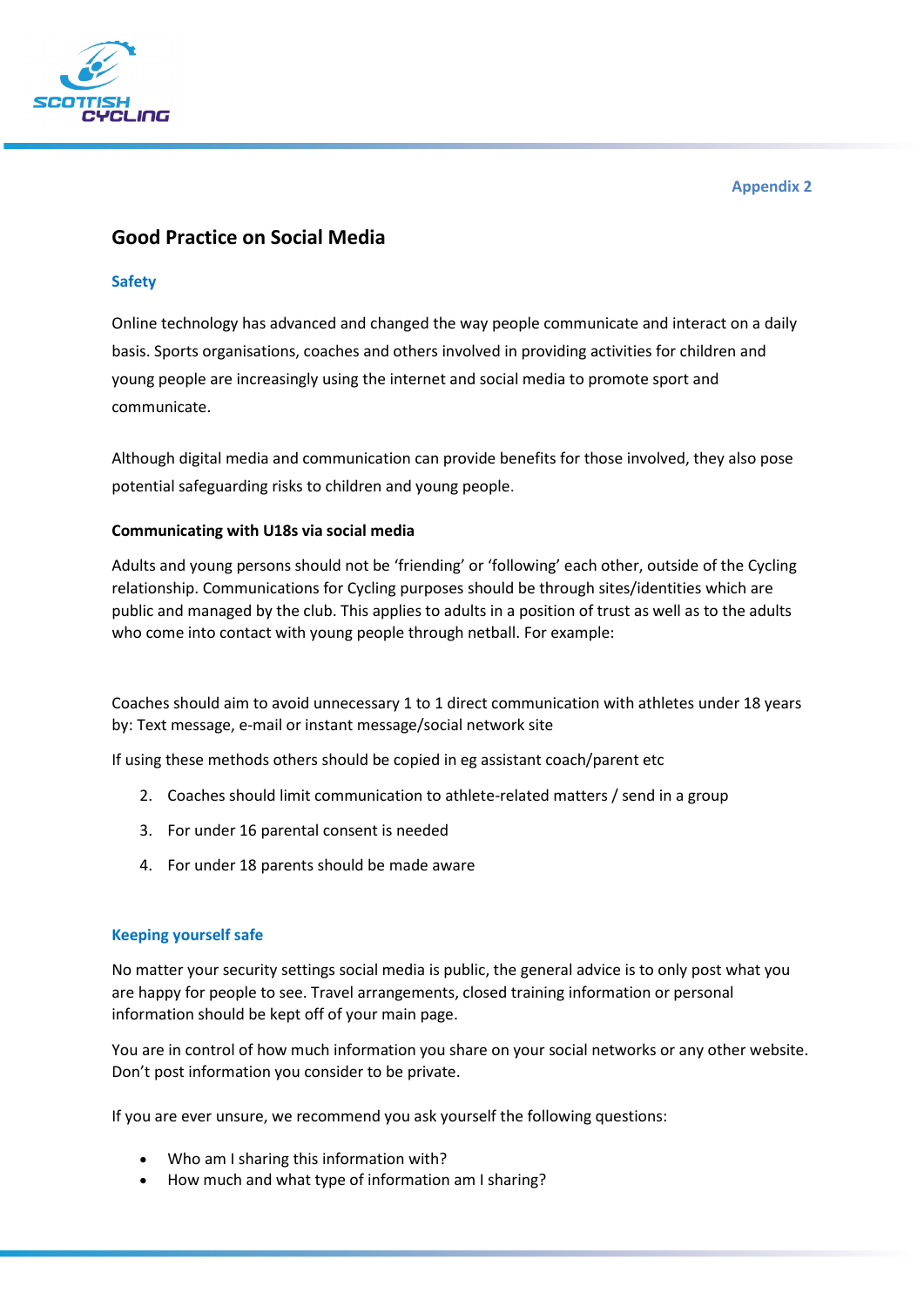Appendix 2

## Good Practice on Social Media

### Safety

Online technology has advanced and changed the way people communicate and interact on a daily basis. Sports organisations, coaches and others involved in providing activities for children and young people are increasingly using the internet and social media to promote sport and communicate.

Although digital media and communication can provide benefits for those involved, they also pose potential safeguarding risks to children and young people.

**Communicating with U18s via social media**

Adults and young persons should not be 'friending' or 'following' each other, outside of the Cycling relationship. Communications for Cycling purposes should be through sites/identities which are public and managed by the club. This applies to adults in a position of trust as well as to the adults who come into contact with young people through netball. For example:

Coaches should aim to avoid unnecessary 1 to 1 direct communication with athletes under 18 years by: Text message, e-mail or instant message/social network site

If using these methods others should be copied in eg assistant coach/parent etc

2. Coaches should limit communication to athlete-related matters / send in a group
3. For under 16 parental consent is needed
4. For under 18 parents should be made aware

### Keeping yourself safe

No matter your security settings social media is public, the general advice is to only post what you are happy for people to see. Travel arrangements, closed training information or personal information should be kept off of your main page.

You are in control of how much information you share on your social networks or any other website. Don't post information you consider to be private.

If you are ever unsure, we recommend you ask yourself the following questions:

- Who am I sharing this information with?
- How much and what type of information am I sharing?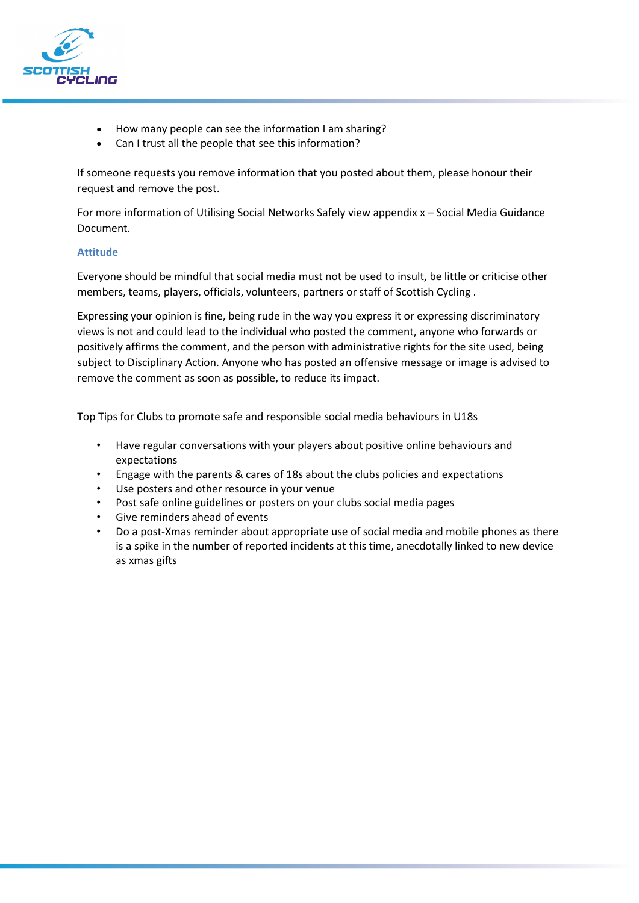- How many people can see the information I am sharing?
- Can I trust all the people that see this information?

If someone requests you remove information that you posted about them, please honour their request and remove the post.

For more information of Utilising Social Networks Safely view appendix x – Social Media Guidance Document.

### Attitude

Everyone should be mindful that social media must not be used to insult, be little or criticise other members, teams, players, officials, volunteers, partners or staff of Scottish Cycling .

Expressing your opinion is fine, being rude in the way you express it or expressing discriminatory views is not and could lead to the individual who posted the comment, anyone who forwards or positively affirms the comment, and the person with administrative rights for the site used, being subject to Disciplinary Action. Anyone who has posted an offensive message or image is advised to remove the comment as soon as possible, to reduce its impact.

Top Tips for Clubs to promote safe and responsible social media behaviours in U18s

- Have regular conversations with your players about positive online behaviours and expectations
- Engage with the parents & cares of 18s about the clubs policies and expectations
- Use posters and other resource in your venue
- Post safe online guidelines or posters on your clubs social media pages
- Give reminders ahead of events
- Do a post-Xmas reminder about appropriate use of social media and mobile phones as there is a spike in the number of reported incidents at this time, anecdotally linked to new device as xmas gifts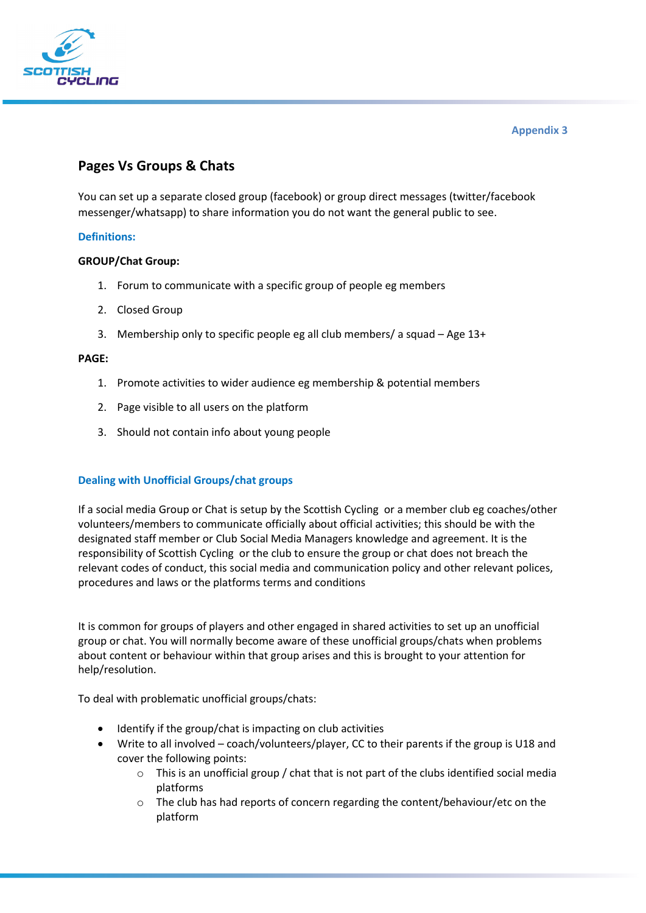Appendix 3

## Pages Vs Groups & Chats

You can set up a separate closed group (facebook) or group direct messages (twitter/facebook messenger/whatsapp) to share information you do not want the general public to see.

### Definitions:

**GROUP/Chat Group:**

1. Forum to communicate with a specific group of people eg members
2. Closed Group
3. Membership only to specific people eg all club members/ a squad – Age 13+

**PAGE:**

1. Promote activities to wider audience eg membership & potential members
2. Page visible to all users on the platform
3. Should not contain info about young people

### Dealing with Unofficial Groups/chat groups

If a social media Group or Chat is setup by the Scottish Cycling or a member club eg coaches/other volunteers/members to communicate officially about official activities; this should be with the designated staff member or Club Social Media Managers knowledge and agreement. It is the responsibility of Scottish Cycling or the club to ensure the group or chat does not breach the relevant codes of conduct, this social media and communication policy and other relevant polices, procedures and laws or the platforms terms and conditions

It is common for groups of players and other engaged in shared activities to set up an unofficial group or chat. You will normally become aware of these unofficial groups/chats when problems about content or behaviour within that group arises and this is brought to your attention for help/resolution.

To deal with problematic unofficial groups/chats:

- Identify if the group/chat is impacting on club activities
- Write to all involved – coach/volunteers/player, CC to their parents if the group is U18 and cover the following points:
  - This is an unofficial group / chat that is not part of the clubs identified social media platforms
  - The club has had reports of concern regarding the content/behaviour/etc on the platform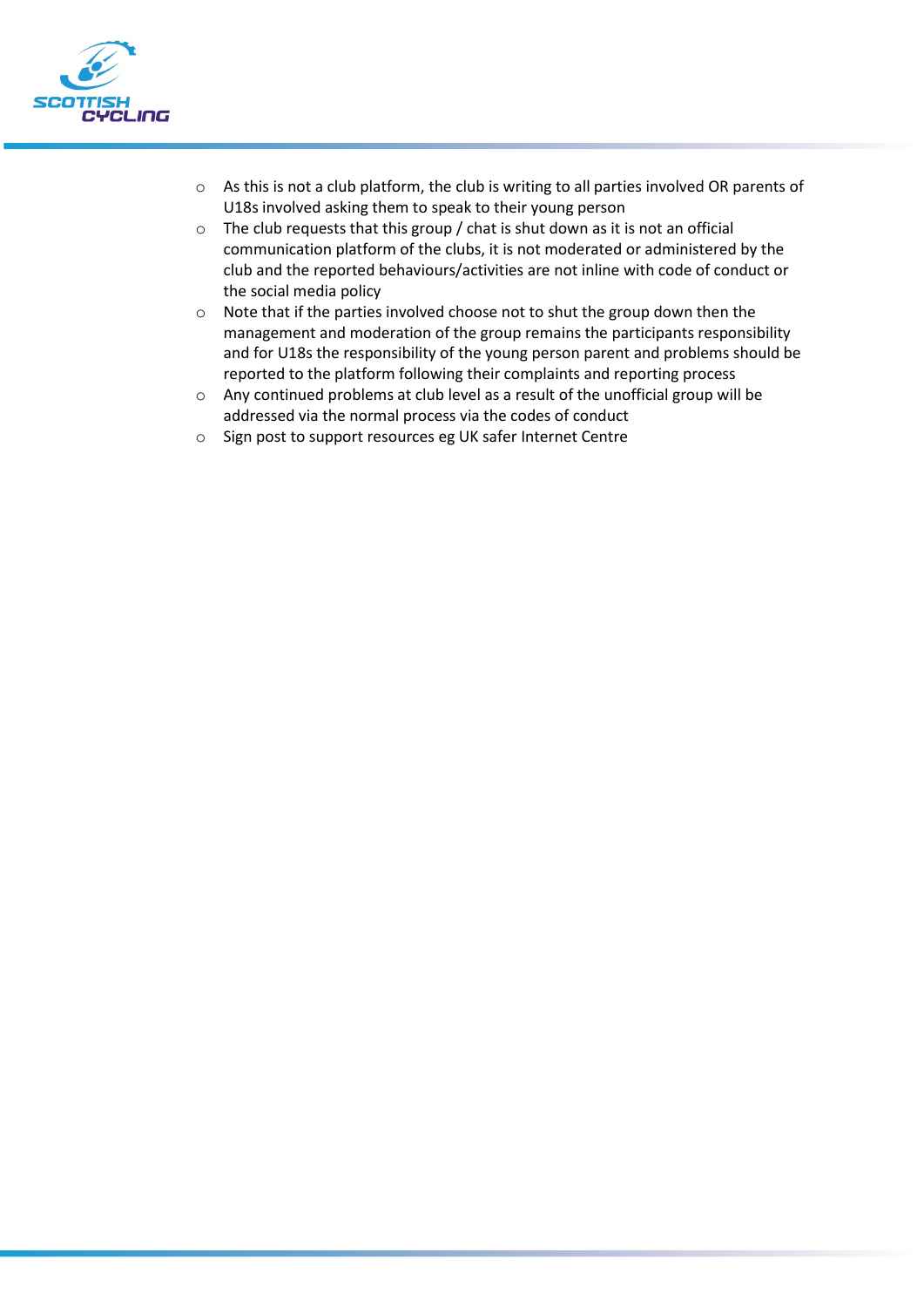- As this is not a club platform, the club is writing to all parties involved OR parents of U18s involved asking them to speak to their young person
- The club requests that this group / chat is shut down as it is not an official communication platform of the clubs, it is not moderated or administered by the club and the reported behaviours/activities are not inline with code of conduct or the social media policy
- Note that if the parties involved choose not to shut the group down then the management and moderation of the group remains the participants responsibility and for U18s the responsibility of the young person parent and problems should be reported to the platform following their complaints and reporting process
- Any continued problems at club level as a result of the unofficial group will be addressed via the normal process via the codes of conduct
- Sign post to support resources eg UK safer Internet Centre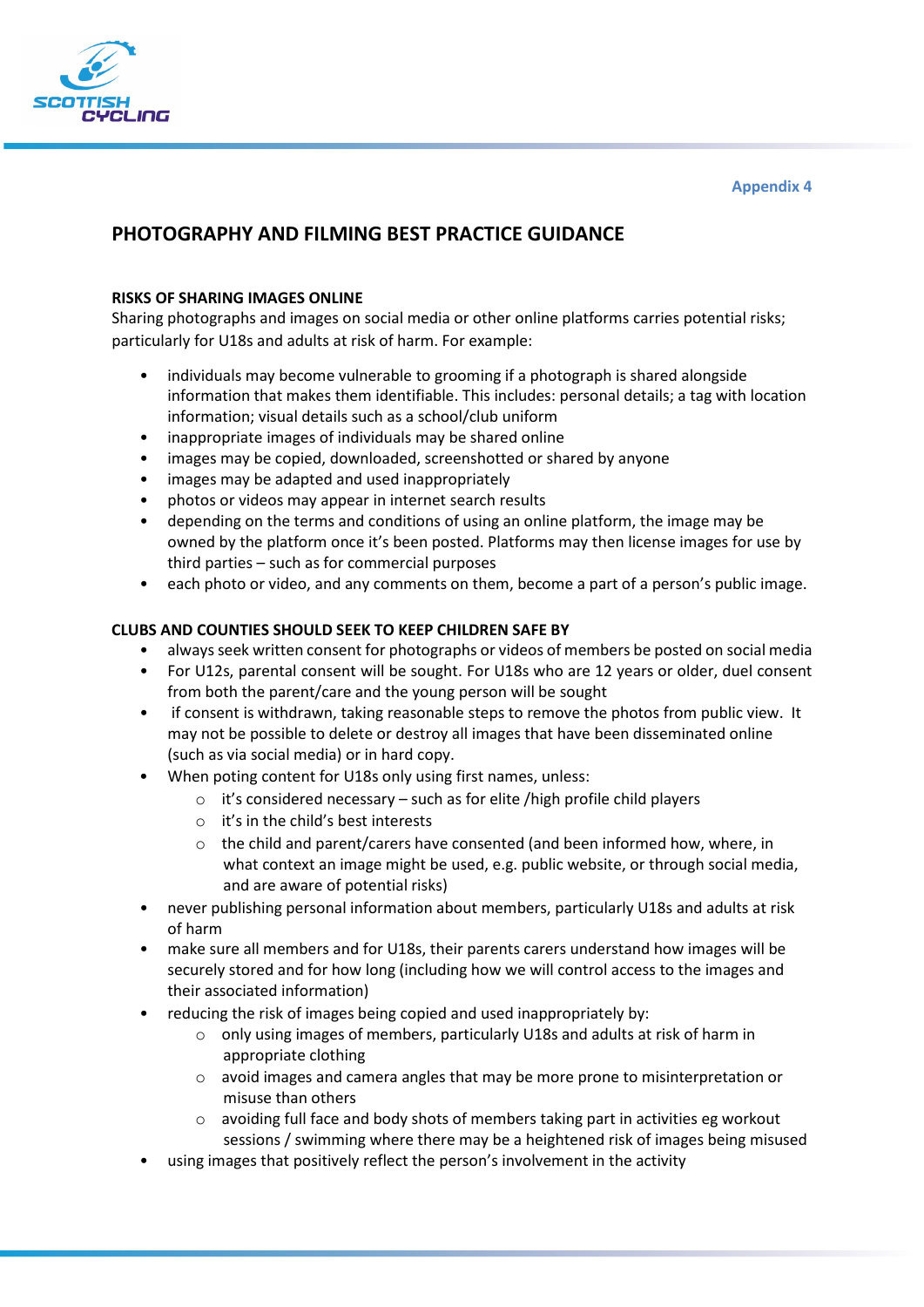Appendix 4

# PHOTOGRAPHY AND FILMING BEST PRACTICE GUIDANCE

**RISKS OF SHARING IMAGES ONLINE**

Sharing photographs and images on social media or other online platforms carries potential risks; particularly for U18s and adults at risk of harm. For example:

- individuals may become vulnerable to grooming if a photograph is shared alongside information that makes them identifiable. This includes: personal details; a tag with location information; visual details such as a school/club uniform
- inappropriate images of individuals may be shared online
- images may be copied, downloaded, screenshotted or shared by anyone
- images may be adapted and used inappropriately
- photos or videos may appear in internet search results
- depending on the terms and conditions of using an online platform, the image may be owned by the platform once it's been posted. Platforms may then license images for use by third parties – such as for commercial purposes
- each photo or video, and any comments on them, become a part of a person's public image.

**CLUBS AND COUNTIES SHOULD SEEK TO KEEP CHILDREN SAFE BY**

- always seek written consent for photographs or videos of members be posted on social media
- For U12s, parental consent will be sought. For U18s who are 12 years or older, duel consent from both the parent/care and the young person will be sought
- if consent is withdrawn, taking reasonable steps to remove the photos from public view. It may not be possible to delete or destroy all images that have been disseminated online (such as via social media) or in hard copy.
- When poting content for U18s only using first names, unless:
  - it's considered necessary – such as for elite /high profile child players
  - it's in the child's best interests
  - the child and parent/carers have consented (and been informed how, where, in what context an image might be used, e.g. public website, or through social media, and are aware of potential risks)
- never publishing personal information about members, particularly U18s and adults at risk of harm
- make sure all members and for U18s, their parents carers understand how images will be securely stored and for how long (including how we will control access to the images and their associated information)
- reducing the risk of images being copied and used inappropriately by:
  - only using images of members, particularly U18s and adults at risk of harm in appropriate clothing
  - avoid images and camera angles that may be more prone to misinterpretation or misuse than others
  - avoiding full face and body shots of members taking part in activities eg workout sessions / swimming where there may be a heightened risk of images being misused
- using images that positively reflect the person's involvement in the activity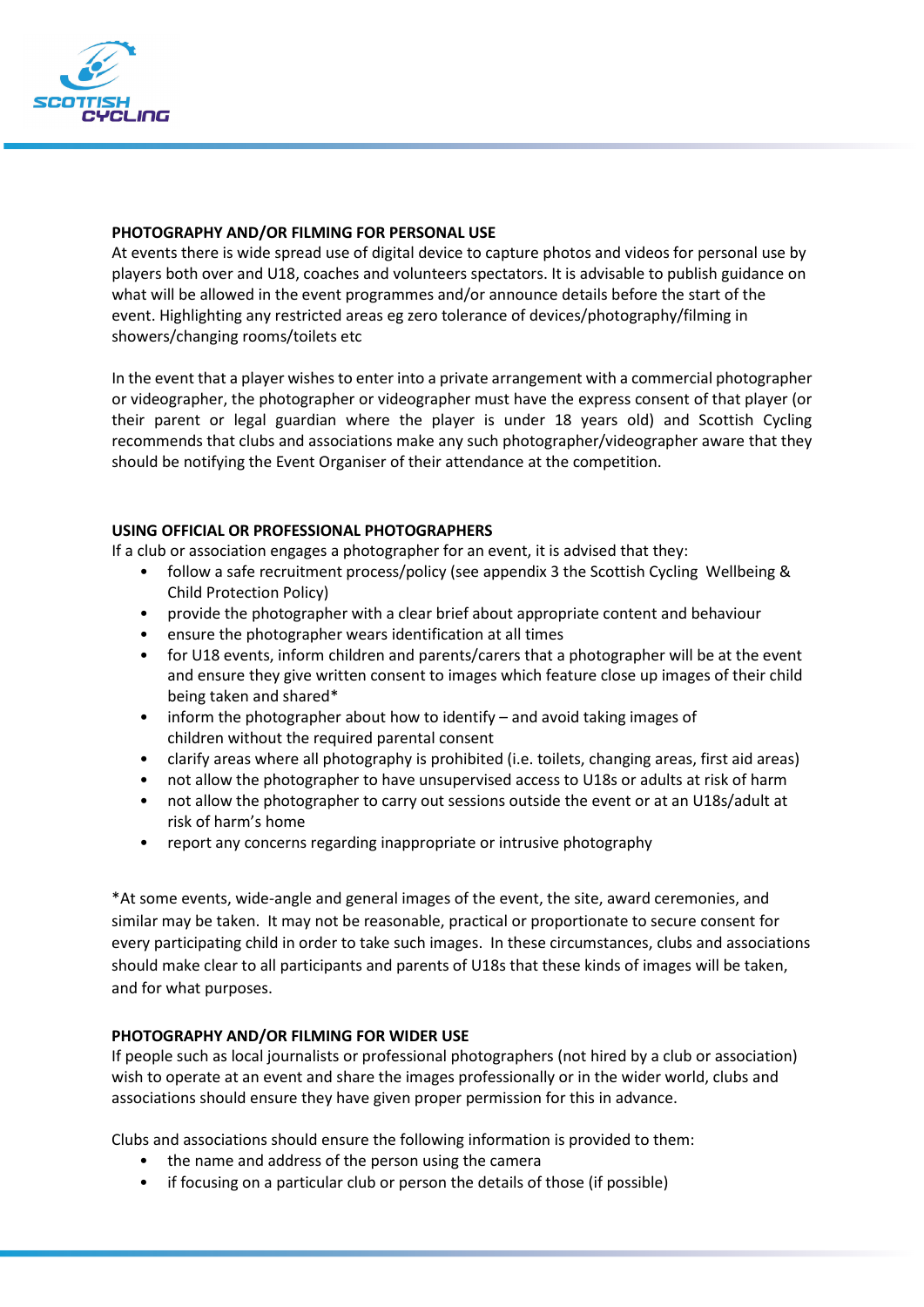## PHOTOGRAPHY AND/OR FILMING FOR PERSONAL USE

At events there is wide spread use of digital device to capture photos and videos for personal use by players both over and U18, coaches and volunteers spectators. It is advisable to publish guidance on what will be allowed in the event programmes and/or announce details before the start of the event. Highlighting any restricted areas eg zero tolerance of devices/photography/filming in showers/changing rooms/toilets etc

In the event that a player wishes to enter into a private arrangement with a commercial photographer or videographer, the photographer or videographer must have the express consent of that player (or their parent or legal guardian where the player is under 18 years old) and Scottish Cycling recommends that clubs and associations make any such photographer/videographer aware that they should be notifying the Event Organiser of their attendance at the competition.

## USING OFFICIAL OR PROFESSIONAL PHOTOGRAPHERS

If a club or association engages a photographer for an event, it is advised that they:

- follow a safe recruitment process/policy (see appendix 3 the Scottish Cycling Wellbeing & Child Protection Policy)
- provide the photographer with a clear brief about appropriate content and behaviour
- ensure the photographer wears identification at all times
- for U18 events, inform children and parents/carers that a photographer will be at the event and ensure they give written consent to images which feature close up images of their child being taken and shared*
- inform the photographer about how to identify – and avoid taking images of children without the required parental consent
- clarify areas where all photography is prohibited (i.e. toilets, changing areas, first aid areas)
- not allow the photographer to have unsupervised access to U18s or adults at risk of harm
- not allow the photographer to carry out sessions outside the event or at an U18s/adult at risk of harm's home
- report any concerns regarding inappropriate or intrusive photography

*At some events, wide-angle and general images of the event, the site, award ceremonies, and similar may be taken. It may not be reasonable, practical or proportionate to secure consent for every participating child in order to take such images. In these circumstances, clubs and associations should make clear to all participants and parents of U18s that these kinds of images will be taken, and for what purposes.

## PHOTOGRAPHY AND/OR FILMING FOR WIDER USE

If people such as local journalists or professional photographers (not hired by a club or association) wish to operate at an event and share the images professionally or in the wider world, clubs and associations should ensure they have given proper permission for this in advance.

Clubs and associations should ensure the following information is provided to them:

- the name and address of the person using the camera
- if focusing on a particular club or person the details of those (if possible)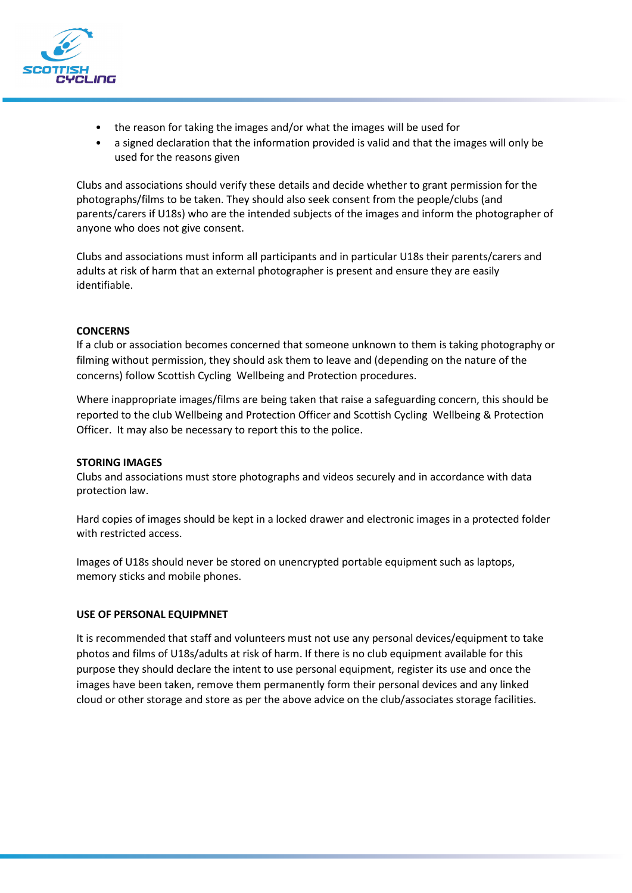- the reason for taking the images and/or what the images will be used for
- a signed declaration that the information provided is valid and that the images will only be used for the reasons given

Clubs and associations should verify these details and decide whether to grant permission for the photographs/films to be taken. They should also seek consent from the people/clubs (and parents/carers if U18s) who are the intended subjects of the images and inform the photographer of anyone who does not give consent.

Clubs and associations must inform all participants and in particular U18s their parents/carers and adults at risk of harm that an external photographer is present and ensure they are easily identifiable.

**CONCERNS**

If a club or association becomes concerned that someone unknown to them is taking photography or filming without permission, they should ask them to leave and (depending on the nature of the concerns) follow Scottish Cycling Wellbeing and Protection procedures.

Where inappropriate images/films are being taken that raise a safeguarding concern, this should be reported to the club Wellbeing and Protection Officer and Scottish Cycling Wellbeing & Protection Officer. It may also be necessary to report this to the police.

**STORING IMAGES**

Clubs and associations must store photographs and videos securely and in accordance with data protection law.

Hard copies of images should be kept in a locked drawer and electronic images in a protected folder with restricted access.

Images of U18s should never be stored on unencrypted portable equipment such as laptops, memory sticks and mobile phones.

**USE OF PERSONAL EQUIPMNET**

It is recommended that staff and volunteers must not use any personal devices/equipment to take photos and films of U18s/adults at risk of harm. If there is no club equipment available for this purpose they should declare the intent to use personal equipment, register its use and once the images have been taken, remove them permanently form their personal devices and any linked cloud or other storage and store as per the above advice on the club/associates storage facilities.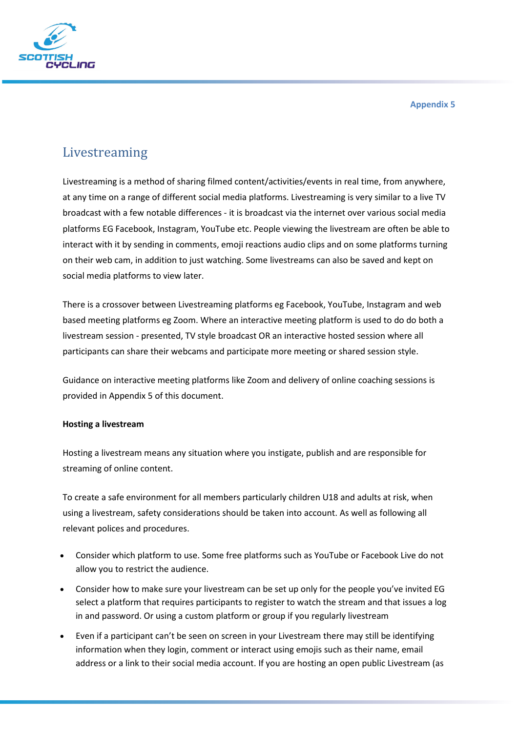Appendix 5

# Livestreaming

Livestreaming is a method of sharing filmed content/activities/events in real time, from anywhere, at any time on a range of different social media platforms. Livestreaming is very similar to a live TV broadcast with a few notable differences - it is broadcast via the internet over various social media platforms EG Facebook, Instagram, YouTube etc. People viewing the livestream are often be able to interact with it by sending in comments, emoji reactions audio clips and on some platforms turning on their web cam, in addition to just watching. Some livestreams can also be saved and kept on social media platforms to view later.

There is a crossover between Livestreaming platforms eg Facebook, YouTube, Instagram and web based meeting platforms eg Zoom. Where an interactive meeting platform is used to do do both a livestream session - presented, TV style broadcast OR an interactive hosted session where all participants can share their webcams and participate more meeting or shared session style.

Guidance on interactive meeting platforms like Zoom and delivery of online coaching sessions is provided in Appendix 5 of this document.

**Hosting a livestream**

Hosting a livestream means any situation where you instigate, publish and are responsible for streaming of online content.

To create a safe environment for all members particularly children U18 and adults at risk, when using a livestream, safety considerations should be taken into account. As well as following all relevant polices and procedures.

- Consider which platform to use. Some free platforms such as YouTube or Facebook Live do not allow you to restrict the audience.
- Consider how to make sure your livestream can be set up only for the people you've invited EG select a platform that requires participants to register to watch the stream and that issues a log in and password. Or using a custom platform or group if you regularly livestream
- Even if a participant can't be seen on screen in your Livestream there may still be identifying information when they login, comment or interact using emojis such as their name, email address or a link to their social media account. If you are hosting an open public Livestream (as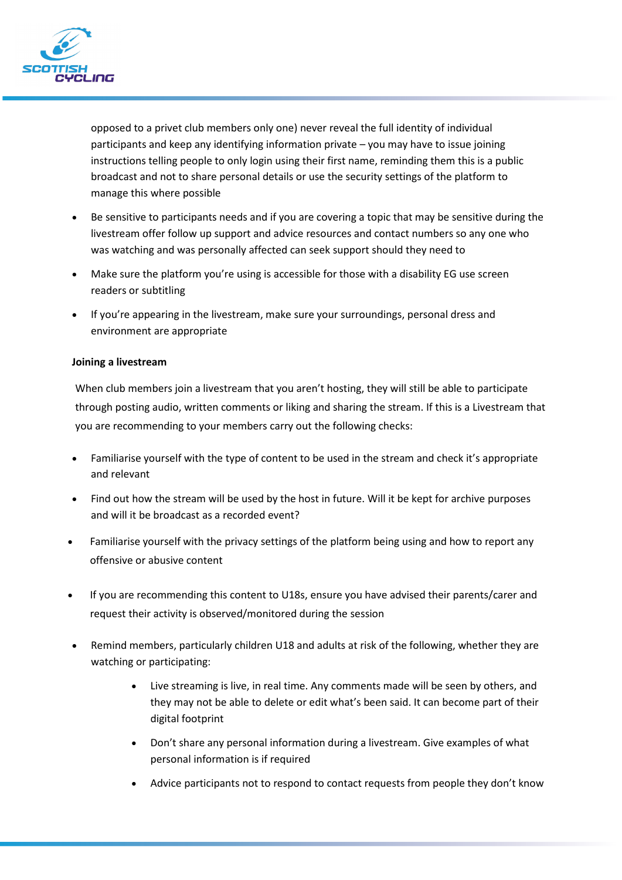opposed to a privet club members only one) never reveal the full identity of individual participants and keep any identifying information private – you may have to issue joining instructions telling people to only login using their first name, reminding them this is a public broadcast and not to share personal details or use the security settings of the platform to manage this where possible

- Be sensitive to participants needs and if you are covering a topic that may be sensitive during the livestream offer follow up support and advice resources and contact numbers so any one who was watching and was personally affected can seek support should they need to
- Make sure the platform you're using is accessible for those with a disability EG use screen readers or subtitling
- If you're appearing in the livestream, make sure your surroundings, personal dress and environment are appropriate

**Joining a livestream**

When club members join a livestream that you aren't hosting, they will still be able to participate through posting audio, written comments or liking and sharing the stream. If this is a Livestream that you are recommending to your members carry out the following checks:

- Familiarise yourself with the type of content to be used in the stream and check it's appropriate and relevant
- Find out how the stream will be used by the host in future. Will it be kept for archive purposes and will it be broadcast as a recorded event?
- Familiarise yourself with the privacy settings of the platform being using and how to report any offensive or abusive content
- If you are recommending this content to U18s, ensure you have advised their parents/carer and request their activity is observed/monitored during the session
- Remind members, particularly children U18 and adults at risk of the following, whether they are watching or participating:
    - Live streaming is live, in real time. Any comments made will be seen by others, and they may not be able to delete or edit what's been said. It can become part of their digital footprint
    - Don't share any personal information during a livestream. Give examples of what personal information is if required
    - Advice participants not to respond to contact requests from people they don't know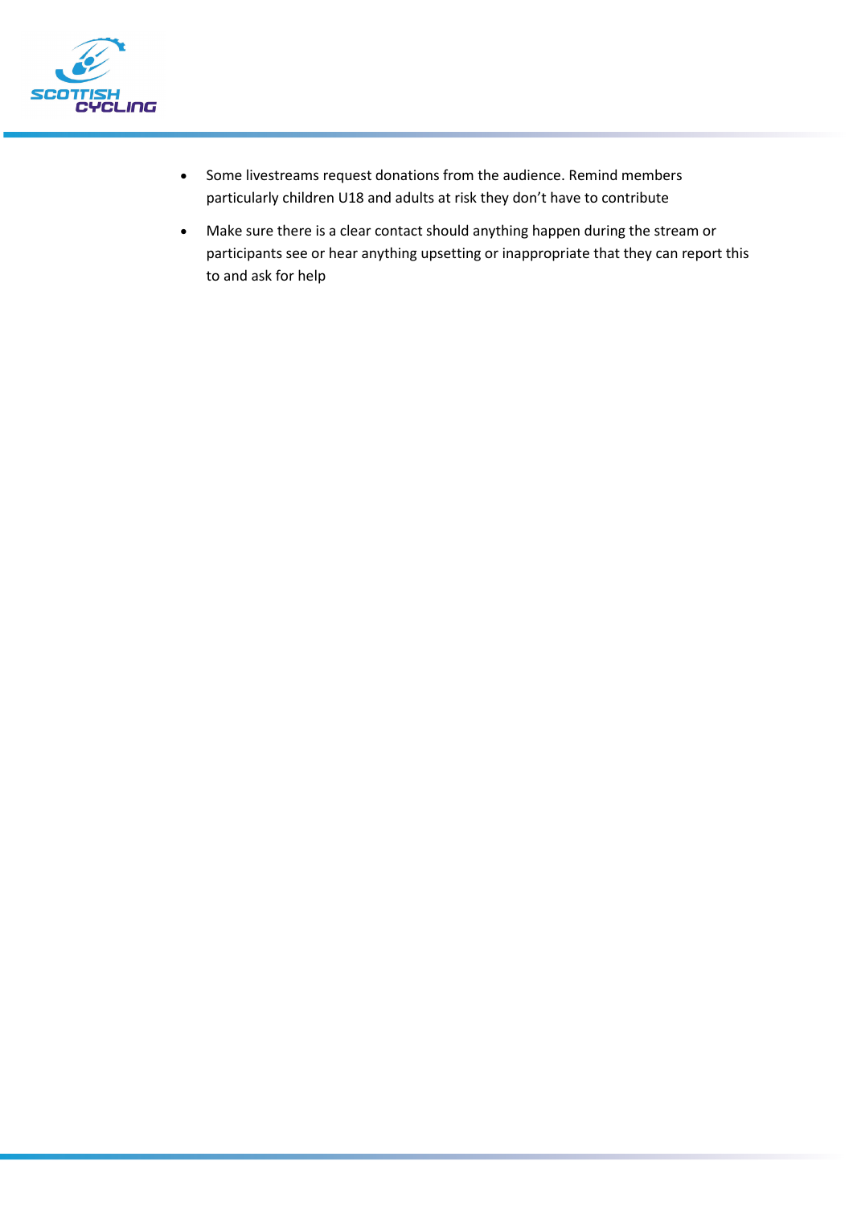- Some livestreams request donations from the audience. Remind members particularly children U18 and adults at risk they don't have to contribute
- Make sure there is a clear contact should anything happen during the stream or participants see or hear anything upsetting or inappropriate that they can report this to and ask for help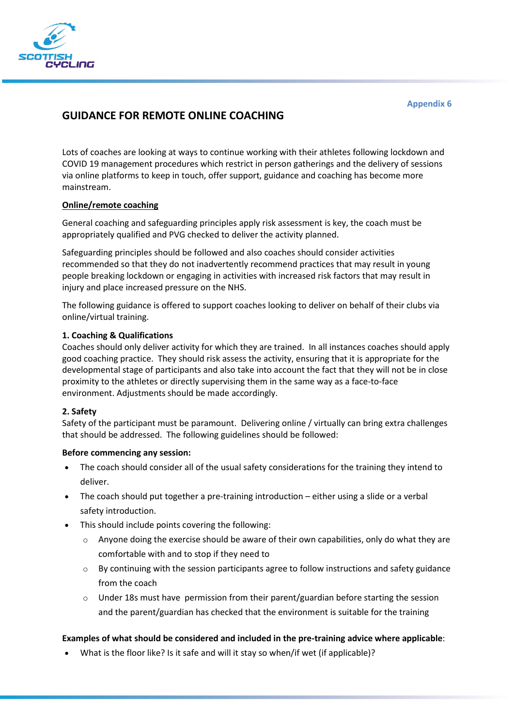Appendix 6

# GUIDANCE FOR REMOTE ONLINE COACHING

Lots of coaches are looking at ways to continue working with their athletes following lockdown and COVID 19 management procedures which restrict in person gatherings and the delivery of sessions via online platforms to keep in touch, offer support, guidance and coaching has become more mainstream.

## Online/remote coaching

General coaching and safeguarding principles apply risk assessment is key, the coach must be appropriately qualified and PVG checked to deliver the activity planned.

Safeguarding principles should be followed and also coaches should consider activities recommended so that they do not inadvertently recommend practices that may result in young people breaking lockdown or engaging in activities with increased risk factors that may result in injury and place increased pressure on the NHS.

The following guidance is offered to support coaches looking to deliver on behalf of their clubs via online/virtual training.

### 1. Coaching & Qualifications

Coaches should only deliver activity for which they are trained. In all instances coaches should apply good coaching practice. They should risk assess the activity, ensuring that it is appropriate for the developmental stage of participants and also take into account the fact that they will not be in close proximity to the athletes or directly supervising them in the same way as a face-to-face environment. Adjustments should be made accordingly.

### 2. Safety

Safety of the participant must be paramount. Delivering online / virtually can bring extra challenges that should be addressed. The following guidelines should be followed:

**Before commencing any session:**

- The coach should consider all of the usual safety considerations for the training they intend to deliver.
- The coach should put together a pre-training introduction – either using a slide or a verbal safety introduction.
- This should include points covering the following:
  - Anyone doing the exercise should be aware of their own capabilities, only do what they are comfortable with and to stop if they need to
  - By continuing with the session participants agree to follow instructions and safety guidance from the coach
  - Under 18s must have permission from their parent/guardian before starting the session and the parent/guardian has checked that the environment is suitable for the training

**Examples of what should be considered and included in the pre-training advice where applicable**:

- What is the floor like? Is it safe and will it stay so when/if wet (if applicable)?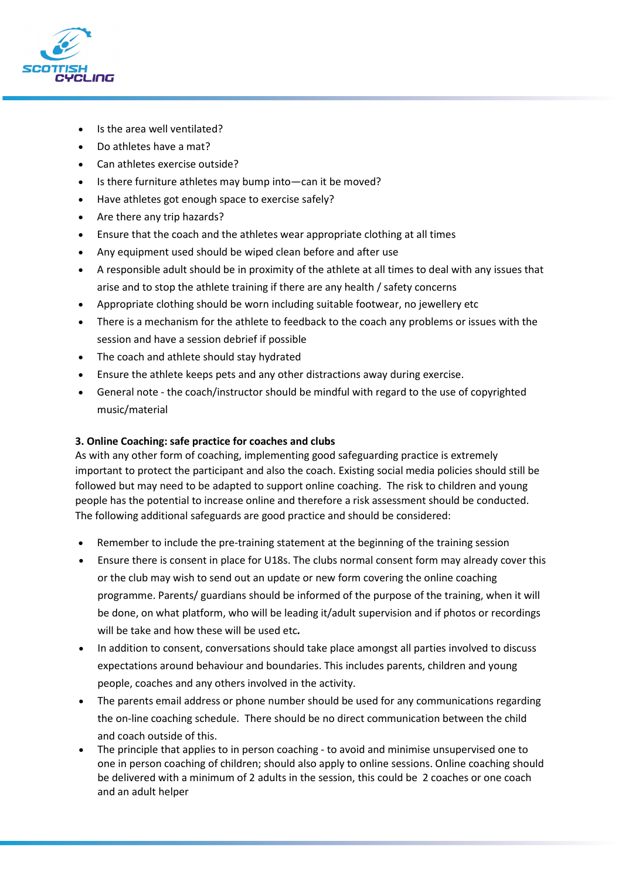- Is the area well ventilated?
- Do athletes have a mat?
- Can athletes exercise outside?
- Is there furniture athletes may bump into—can it be moved?
- Have athletes got enough space to exercise safely?
- Are there any trip hazards?
- Ensure that the coach and the athletes wear appropriate clothing at all times
- Any equipment used should be wiped clean before and after use
- A responsible adult should be in proximity of the athlete at all times to deal with any issues that arise and to stop the athlete training if there are any health / safety concerns
- Appropriate clothing should be worn including suitable footwear, no jewellery etc
- There is a mechanism for the athlete to feedback to the coach any problems or issues with the session and have a session debrief if possible
- The coach and athlete should stay hydrated
- Ensure the athlete keeps pets and any other distractions away during exercise.
- General note - the coach/instructor should be mindful with regard to the use of copyrighted music/material

**3. Online Coaching: safe practice for coaches and clubs**

As with any other form of coaching, implementing good safeguarding practice is extremely important to protect the participant and also the coach. Existing social media policies should still be followed but may need to be adapted to support online coaching. The risk to children and young people has the potential to increase online and therefore a risk assessment should be conducted. The following additional safeguards are good practice and should be considered:

- Remember to include the pre-training statement at the beginning of the training session
- Ensure there is consent in place for U18s. The clubs normal consent form may already cover this or the club may wish to send out an update or new form covering the online coaching programme. Parents/ guardians should be informed of the purpose of the training, when it will be done, on what platform, who will be leading it/adult supervision and if photos or recordings will be take and how these will be used etc*.*
- In addition to consent, conversations should take place amongst all parties involved to discuss expectations around behaviour and boundaries. This includes parents, children and young people, coaches and any others involved in the activity.
- The parents email address or phone number should be used for any communications regarding the on-line coaching schedule. There should be no direct communication between the child and coach outside of this.
- The principle that applies to in person coaching - to avoid and minimise unsupervised one to one in person coaching of children; should also apply to online sessions. Online coaching should be delivered with a minimum of 2 adults in the session, this could be 2 coaches or one coach and an adult helper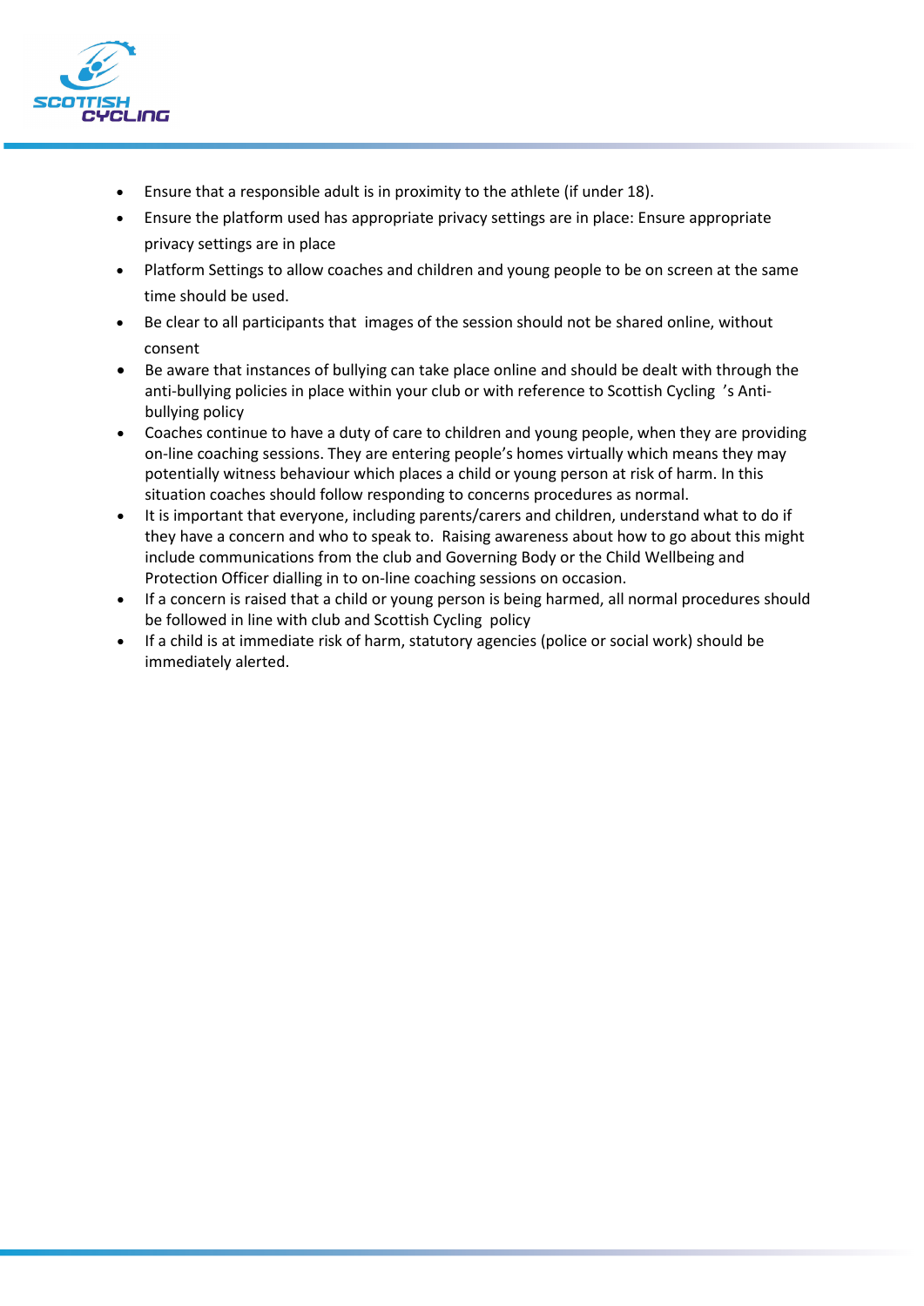- Ensure that a responsible adult is in proximity to the athlete (if under 18).
- Ensure the platform used has appropriate privacy settings are in place: Ensure appropriate privacy settings are in place
- Platform Settings to allow coaches and children and young people to be on screen at the same time should be used.
- Be clear to all participants that images of the session should not be shared online, without consent
- Be aware that instances of bullying can take place online and should be dealt with through the anti-bullying policies in place within your club or with reference to Scottish Cycling 's Anti-bullying policy
- Coaches continue to have a duty of care to children and young people, when they are providing on-line coaching sessions. They are entering people's homes virtually which means they may potentially witness behaviour which places a child or young person at risk of harm. In this situation coaches should follow responding to concerns procedures as normal.
- It is important that everyone, including parents/carers and children, understand what to do if they have a concern and who to speak to. Raising awareness about how to go about this might include communications from the club and Governing Body or the Child Wellbeing and Protection Officer dialling in to on-line coaching sessions on occasion.
- If a concern is raised that a child or young person is being harmed, all normal procedures should be followed in line with club and Scottish Cycling policy
- If a child is at immediate risk of harm, statutory agencies (police or social work) should be immediately alerted.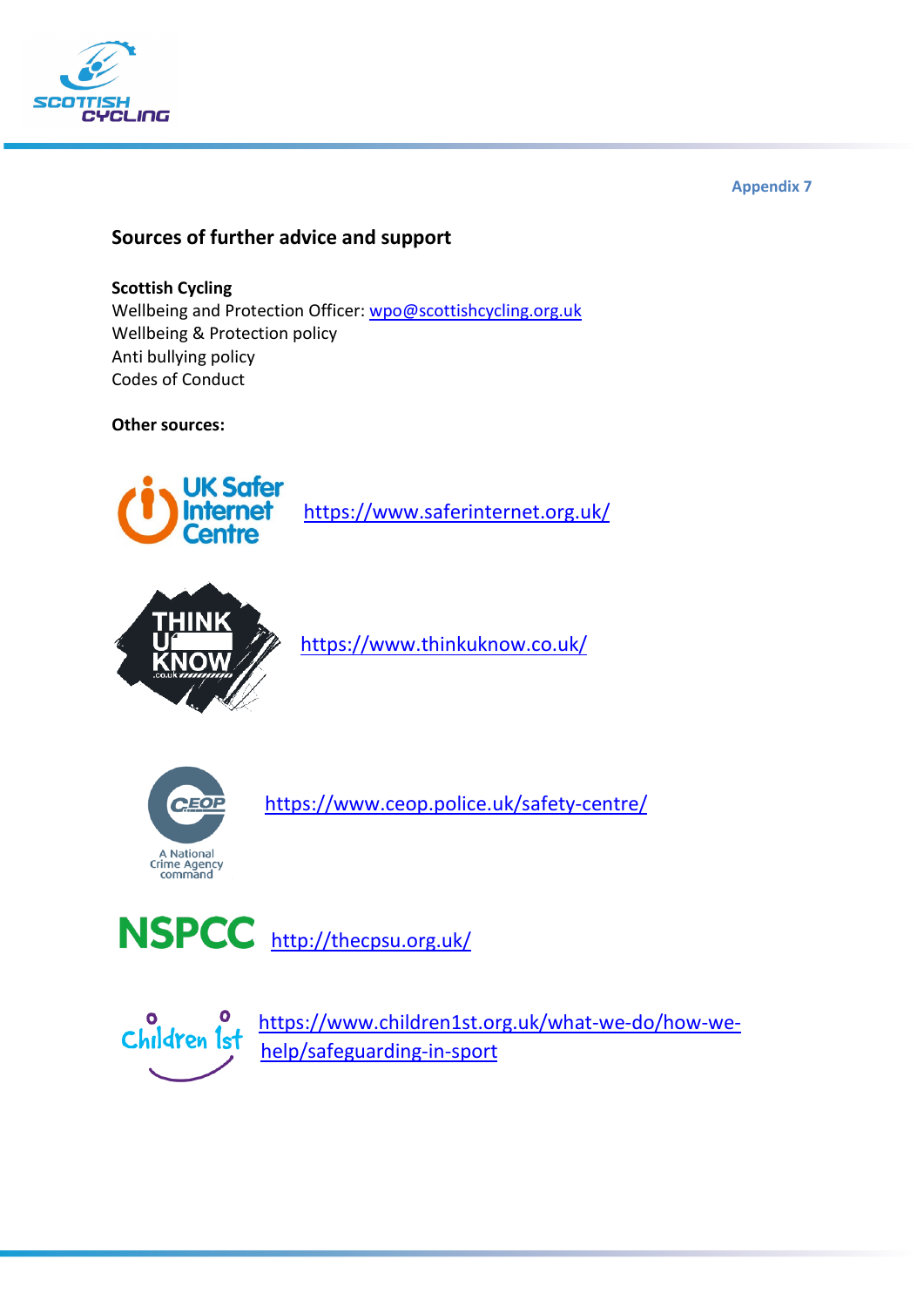Appendix 7

## Sources of further advice and support

**Scottish Cycling**
Wellbeing and Protection Officer: wpo@scottishcycling.org.uk
Wellbeing & Protection policy
Anti bullying policy
Codes of Conduct

**Other sources:**

UK Safer Internet Centre https://www.saferinternet.org.uk/

THINK U KNOW https://www.thinkuknow.co.uk/

CEOP A National Crime Agency command https://www.ceop.police.uk/safety-centre/

NSPCC http://thecpsu.org.uk/

Children 1st https://www.children1st.org.uk/what-we-do/how-we-help/safeguarding-in-sport